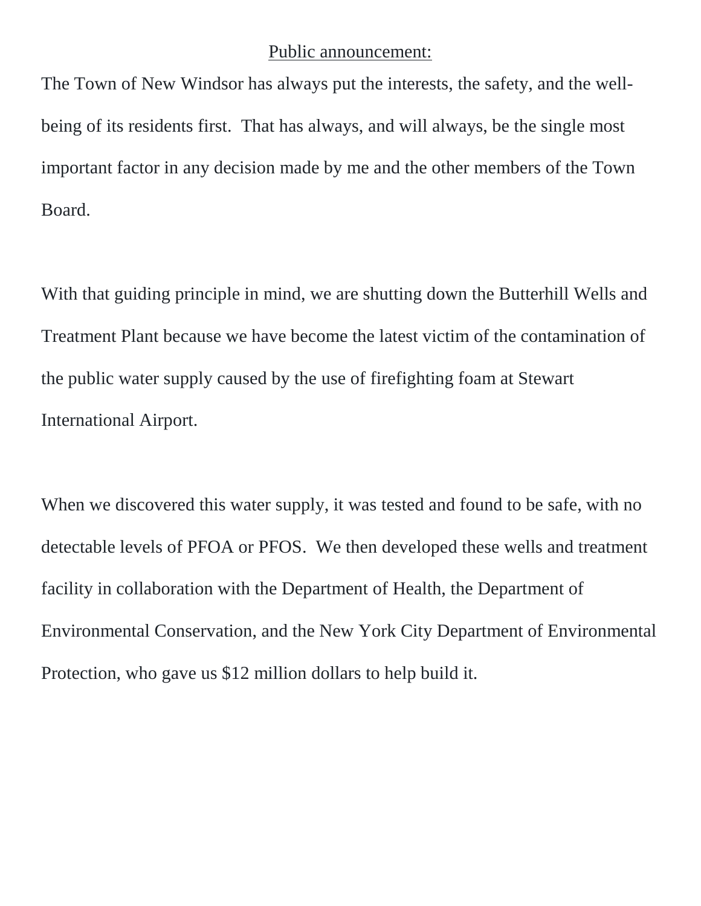Public announcement:

The Town of New Windsor has always put the interests, the safety, and the well-being of its residents first. That has always, and will always, be the single most important factor in any decision made by me and the other members of the Town Board.

With that guiding principle in mind, we are shutting down the Butterhill Wells and Treatment Plant because we have become the latest victim of the contamination of the public water supply caused by the use of firefighting foam at Stewart International Airport.

When we discovered this water supply, it was tested and found to be safe, with no detectable levels of PFOA or PFOS. We then developed these wells and treatment facility in collaboration with the Department of Health, the Department of Environmental Conservation, and the New York City Department of Environmental Protection, who gave us $12 million dollars to help build it.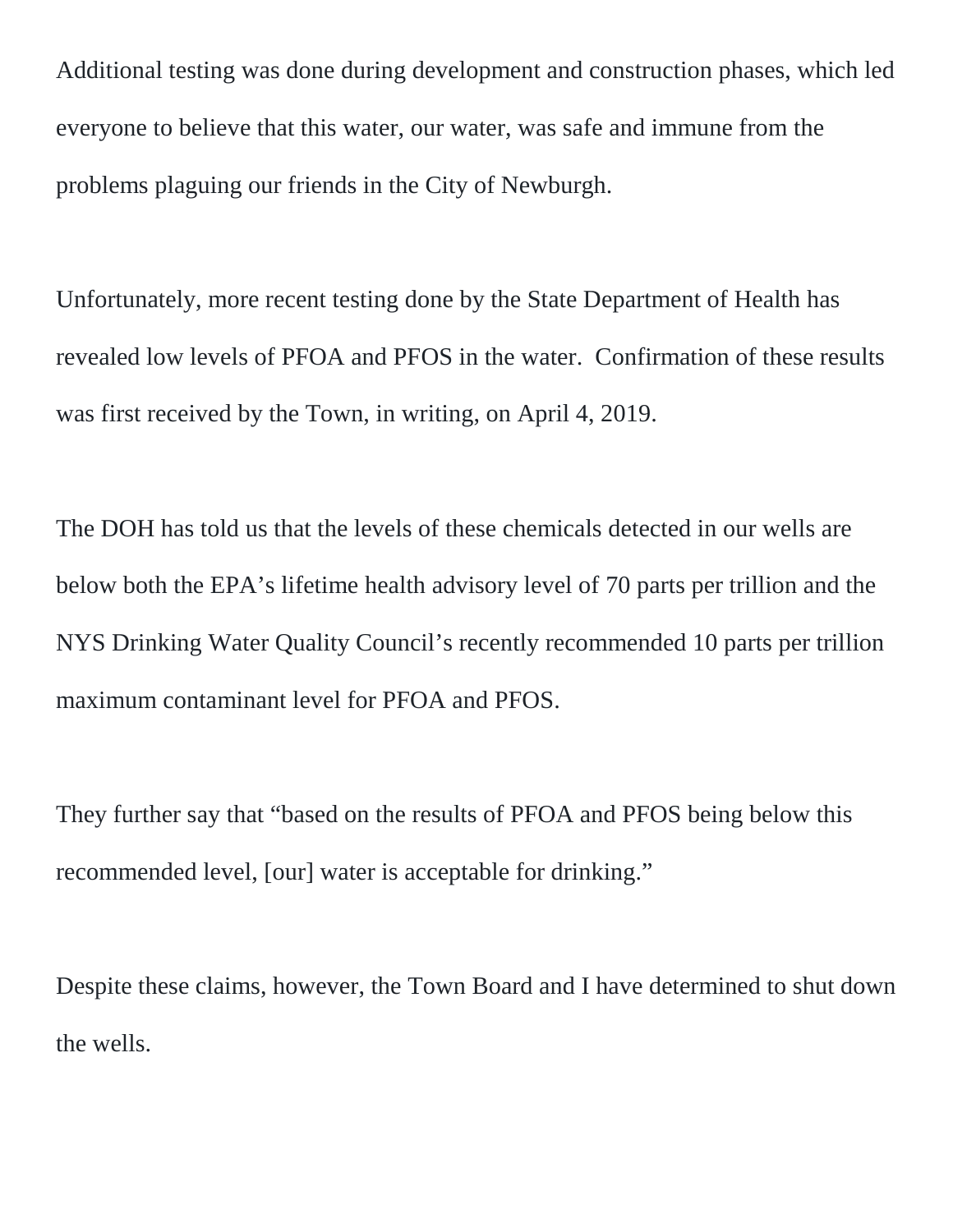Additional testing was done during development and construction phases, which led everyone to believe that this water, our water, was safe and immune from the problems plaguing our friends in the City of Newburgh.

Unfortunately, more recent testing done by the State Department of Health has revealed low levels of PFOA and PFOS in the water. Confirmation of these results was first received by the Town, in writing, on April 4, 2019.

The DOH has told us that the levels of these chemicals detected in our wells are below both the EPA's lifetime health advisory level of 70 parts per trillion and the NYS Drinking Water Quality Council's recently recommended 10 parts per trillion maximum contaminant level for PFOA and PFOS.

They further say that "based on the results of PFOA and PFOS being below this recommended level, [our] water is acceptable for drinking."

Despite these claims, however, the Town Board and I have determined to shut down the wells.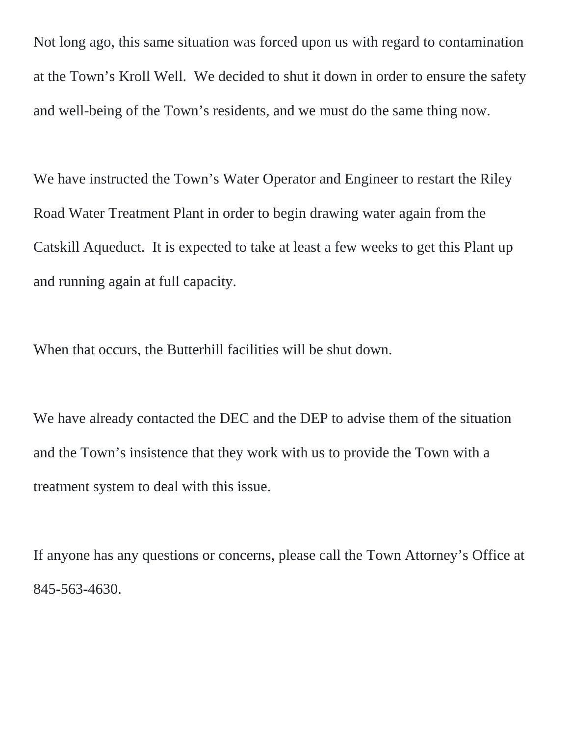Not long ago, this same situation was forced upon us with regard to contamination at the Town's Kroll Well. We decided to shut it down in order to ensure the safety and well-being of the Town's residents, and we must do the same thing now.

We have instructed the Town's Water Operator and Engineer to restart the Riley Road Water Treatment Plant in order to begin drawing water again from the Catskill Aqueduct. It is expected to take at least a few weeks to get this Plant up and running again at full capacity.

When that occurs, the Butterhill facilities will be shut down.

We have already contacted the DEC and the DEP to advise them of the situation and the Town's insistence that they work with us to provide the Town with a treatment system to deal with this issue.

If anyone has any questions or concerns, please call the Town Attorney's Office at 845-563-4630.